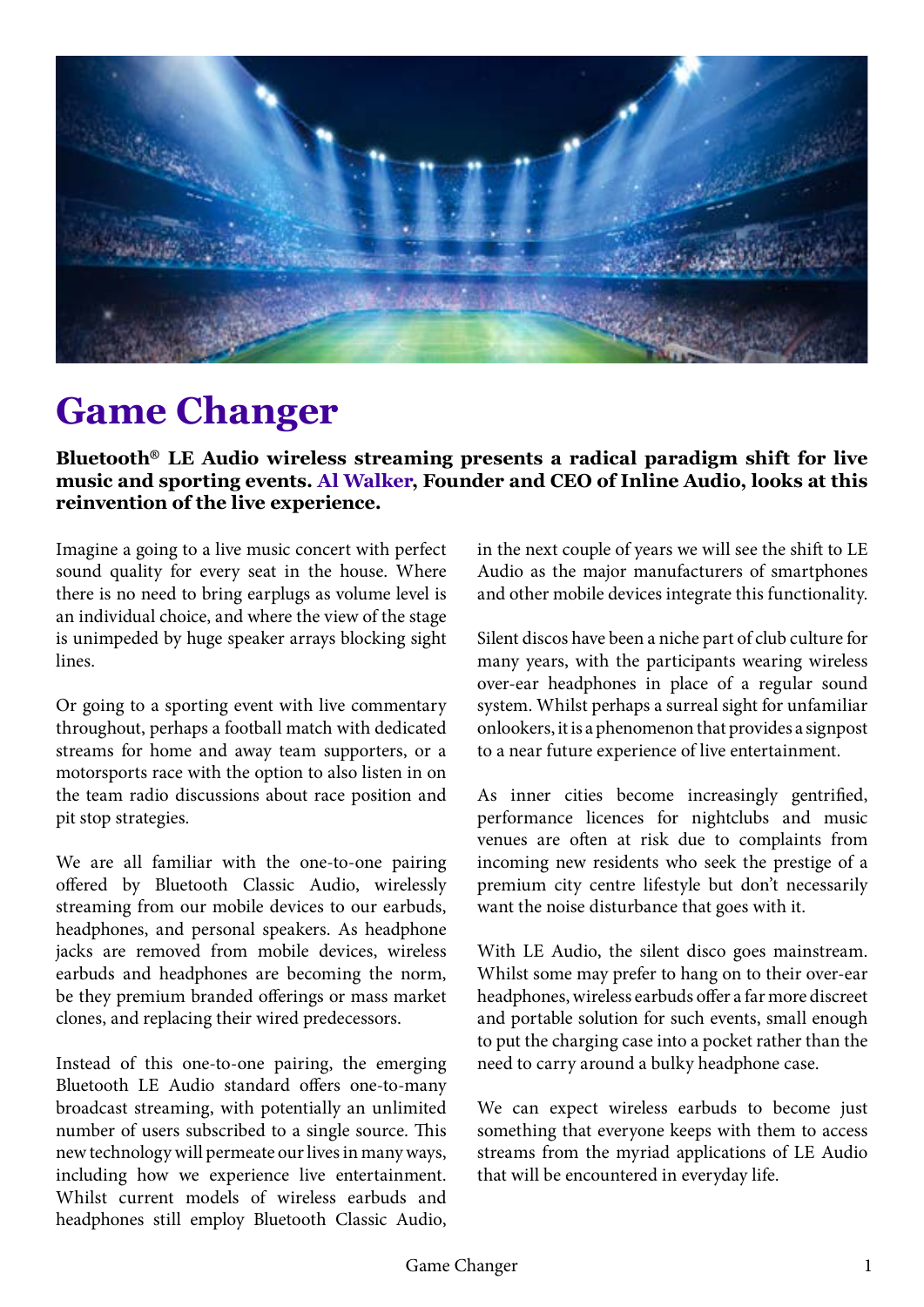# Game Changer

**Bluetooth® LE Audio wireless streaming presents a radical paradigm shift for live music and sporting events. Al Walker, Founder and CEO of Inline Audio, looks at this reinvention of the live experience.**

Imagine a going to a live music concert with perfect sound quality for every seat in the house. Where there is no need to bring earplugs as volume level is an individual choice, and where the view of the stage is unimpeded by huge speaker arrays blocking sight lines.

Or going to a sporting event with live commentary throughout, perhaps a football match with dedicated streams for home and away team supporters, or a motorsports race with the option to also listen in on the team radio discussions about race position and pit stop strategies.

We are all familiar with the one-to-one pairing offered by Bluetooth Classic Audio, wirelessly streaming from our mobile devices to our earbuds, headphones, and personal speakers. As headphone jacks are removed from mobile devices, wireless earbuds and headphones are becoming the norm, be they premium branded offerings or mass market clones, and replacing their wired predecessors.

Instead of this one-to-one pairing, the emerging Bluetooth LE Audio standard offers one-to-many broadcast streaming, with potentially an unlimited number of users subscribed to a single source. This new technology will permeate our lives in many ways, including how we experience live entertainment. Whilst current models of wireless earbuds and headphones still employ Bluetooth Classic Audio, in the next couple of years we will see the shift to LE Audio as the major manufacturers of smartphones and other mobile devices integrate this functionality.

Silent discos have been a niche part of club culture for many years, with the participants wearing wireless over-ear headphones in place of a regular sound system. Whilst perhaps a surreal sight for unfamiliar onlookers, it is a phenomenon that provides a signpost to a near future experience of live entertainment.

As inner cities become increasingly gentrified, performance licences for nightclubs and music venues are often at risk due to complaints from incoming new residents who seek the prestige of a premium city centre lifestyle but don't necessarily want the noise disturbance that goes with it.

With LE Audio, the silent disco goes mainstream. Whilst some may prefer to hang on to their over-ear headphones, wireless earbuds offer a far more discreet and portable solution for such events, small enough to put the charging case into a pocket rather than the need to carry around a bulky headphone case.

We can expect wireless earbuds to become just something that everyone keeps with them to access streams from the myriad applications of LE Audio that will be encountered in everyday life.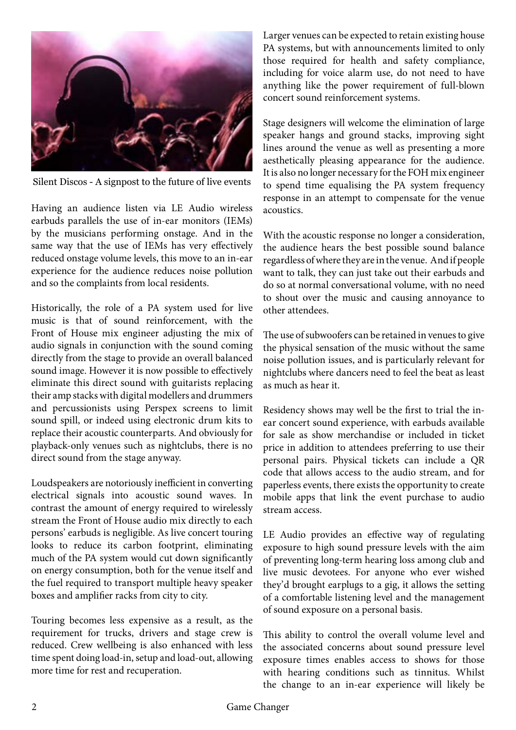Silent Discos - A signpost to the future of live events

Having an audience listen via LE Audio wireless earbuds parallels the use of in-ear monitors (IEMs) by the musicians performing onstage. And in the same way that the use of IEMs has very effectively reduced onstage volume levels, this move to an in-ear experience for the audience reduces noise pollution and so the complaints from local residents.

Historically, the role of a PA system used for live music is that of sound reinforcement, with the Front of House mix engineer adjusting the mix of audio signals in conjunction with the sound coming directly from the stage to provide an overall balanced sound image. However it is now possible to effectively eliminate this direct sound with guitarists replacing their amp stacks with digital modellers and drummers and percussionists using Perspex screens to limit sound spill, or indeed using electronic drum kits to replace their acoustic counterparts. And obviously for playback-only venues such as nightclubs, there is no direct sound from the stage anyway.

Loudspeakers are notoriously inefficient in converting electrical signals into acoustic sound waves. In contrast the amount of energy required to wirelessly stream the Front of House audio mix directly to each persons' earbuds is negligible. As live concert touring looks to reduce its carbon footprint, eliminating much of the PA system would cut down significantly on energy consumption, both for the venue itself and the fuel required to transport multiple heavy speaker boxes and amplifier racks from city to city.

Touring becomes less expensive as a result, as the requirement for trucks, drivers and stage crew is reduced. Crew wellbeing is also enhanced with less time spent doing load-in, setup and load-out, allowing more time for rest and recuperation.

Larger venues can be expected to retain existing house PA systems, but with announcements limited to only those required for health and safety compliance, including for voice alarm use, do not need to have anything like the power requirement of full-blown concert sound reinforcement systems.

Stage designers will welcome the elimination of large speaker hangs and ground stacks, improving sight lines around the venue as well as presenting a more aesthetically pleasing appearance for the audience. It is also no longer necessary for the FOH mix engineer to spend time equalising the PA system frequency response in an attempt to compensate for the venue acoustics.

With the acoustic response no longer a consideration, the audience hears the best possible sound balance regardless of where they are in the venue. And if people want to talk, they can just take out their earbuds and do so at normal conversational volume, with no need to shout over the music and causing annoyance to other attendees.

The use of subwoofers can be retained in venues to give the physical sensation of the music without the same noise pollution issues, and is particularly relevant for nightclubs where dancers need to feel the beat as least as much as hear it.

Residency shows may well be the first to trial the in-ear concert sound experience, with earbuds available for sale as show merchandise or included in ticket price in addition to attendees preferring to use their personal pairs. Physical tickets can include a QR code that allows access to the audio stream, and for paperless events, there exists the opportunity to create mobile apps that link the event purchase to audio stream access.

LE Audio provides an effective way of regulating exposure to high sound pressure levels with the aim of preventing long-term hearing loss among club and live music devotees. For anyone who ever wished they'd brought earplugs to a gig, it allows the setting of a comfortable listening level and the management of sound exposure on a personal basis.

This ability to control the overall volume level and the associated concerns about sound pressure level exposure times enables access to shows for those with hearing conditions such as tinnitus. Whilst the change to an in-ear experience will likely be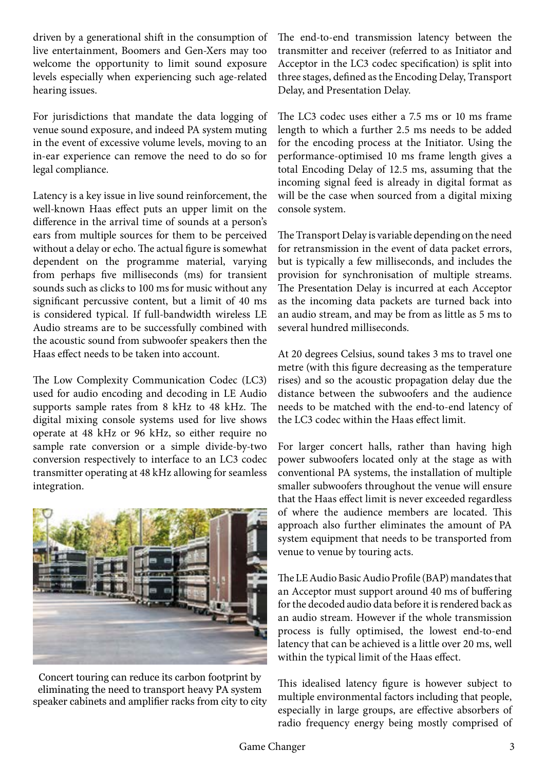driven by a generational shift in the consumption of live entertainment, Boomers and Gen-Xers may too welcome the opportunity to limit sound exposure levels especially when experiencing such age-related hearing issues.

For jurisdictions that mandate the data logging of venue sound exposure, and indeed PA system muting in the event of excessive volume levels, moving to an in-ear experience can remove the need to do so for legal compliance.

Latency is a key issue in live sound reinforcement, the well-known Haas effect puts an upper limit on the difference in the arrival time of sounds at a person's ears from multiple sources for them to be perceived without a delay or echo. The actual figure is somewhat dependent on the programme material, varying from perhaps five milliseconds (ms) for transient sounds such as clicks to 100 ms for music without any significant percussive content, but a limit of 40 ms is considered typical. If full-bandwidth wireless LE Audio streams are to be successfully combined with the acoustic sound from subwoofer speakers then the Haas effect needs to be taken into account.

The Low Complexity Communication Codec (LC3) used for audio encoding and decoding in LE Audio supports sample rates from 8 kHz to 48 kHz. The digital mixing console systems used for live shows operate at 48 kHz or 96 kHz, so either require no sample rate conversion or a simple divide-by-two conversion respectively to interface to an LC3 codec transmitter operating at 48 kHz allowing for seamless integration.

Concert touring can reduce its carbon footprint by eliminating the need to transport heavy PA system speaker cabinets and amplifier racks from city to city

The end-to-end transmission latency between the transmitter and receiver (referred to as Initiator and Acceptor in the LC3 codec specification) is split into three stages, defined as the Encoding Delay, Transport Delay, and Presentation Delay.

The LC3 codec uses either a 7.5 ms or 10 ms frame length to which a further 2.5 ms needs to be added for the encoding process at the Initiator. Using the performance-optimised 10 ms frame length gives a total Encoding Delay of 12.5 ms, assuming that the incoming signal feed is already in digital format as will be the case when sourced from a digital mixing console system.

The Transport Delay is variable depending on the need for retransmission in the event of data packet errors, but is typically a few milliseconds, and includes the provision for synchronisation of multiple streams. The Presentation Delay is incurred at each Acceptor as the incoming data packets are turned back into an audio stream, and may be from as little as 5 ms to several hundred milliseconds.

At 20 degrees Celsius, sound takes 3 ms to travel one metre (with this figure decreasing as the temperature rises) and so the acoustic propagation delay due the distance between the subwoofers and the audience needs to be matched with the end-to-end latency of the LC3 codec within the Haas effect limit.

For larger concert halls, rather than having high power subwoofers located only at the stage as with conventional PA systems, the installation of multiple smaller subwoofers throughout the venue will ensure that the Haas effect limit is never exceeded regardless of where the audience members are located. This approach also further eliminates the amount of PA system equipment that needs to be transported from venue to venue by touring acts.

The LE Audio Basic Audio Profile (BAP) mandates that an Acceptor must support around 40 ms of buffering for the decoded audio data before it is rendered back as an audio stream. However if the whole transmission process is fully optimised, the lowest end-to-end latency that can be achieved is a little over 20 ms, well within the typical limit of the Haas effect.

This idealised latency figure is however subject to multiple environmental factors including that people, especially in large groups, are effective absorbers of radio frequency energy being mostly comprised of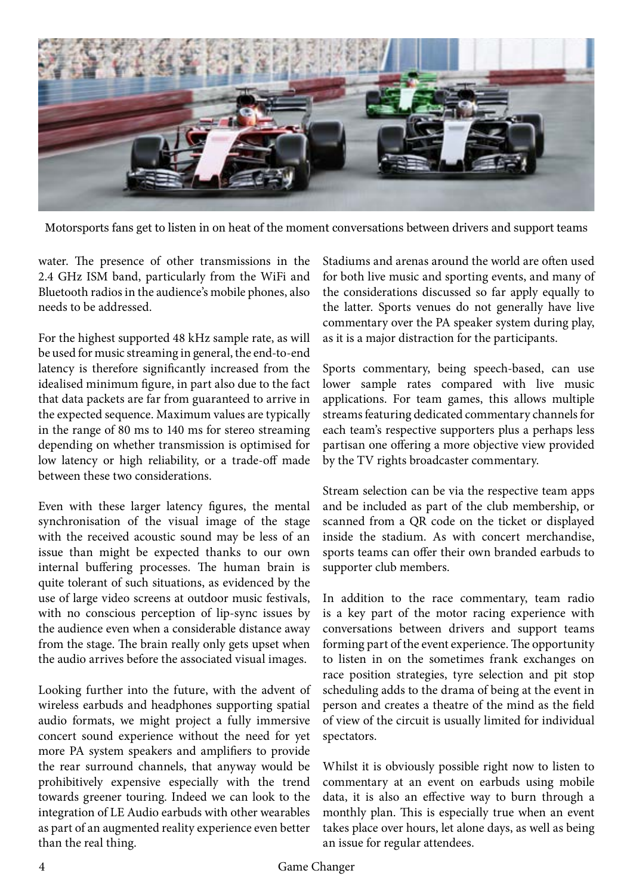Motorsports fans get to listen in on heat of the moment conversations between drivers and support teams

water. The presence of other transmissions in the 2.4 GHz ISM band, particularly from the WiFi and Bluetooth radios in the audience's mobile phones, also needs to be addressed.

For the highest supported 48 kHz sample rate, as will be used for music streaming in general, the end-to-end latency is therefore significantly increased from the idealised minimum figure, in part also due to the fact that data packets are far from guaranteed to arrive in the expected sequence. Maximum values are typically in the range of 80 ms to 140 ms for stereo streaming depending on whether transmission is optimised for low latency or high reliability, or a trade-off made between these two considerations.

Even with these larger latency figures, the mental synchronisation of the visual image of the stage with the received acoustic sound may be less of an issue than might be expected thanks to our own internal buffering processes. The human brain is quite tolerant of such situations, as evidenced by the use of large video screens at outdoor music festivals, with no conscious perception of lip-sync issues by the audience even when a considerable distance away from the stage. The brain really only gets upset when the audio arrives before the associated visual images.

Looking further into the future, with the advent of wireless earbuds and headphones supporting spatial audio formats, we might project a fully immersive concert sound experience without the need for yet more PA system speakers and amplifiers to provide the rear surround channels, that anyway would be prohibitively expensive especially with the trend towards greener touring. Indeed we can look to the integration of LE Audio earbuds with other wearables as part of an augmented reality experience even better than the real thing.

Stadiums and arenas around the world are often used for both live music and sporting events, and many of the considerations discussed so far apply equally to the latter. Sports venues do not generally have live commentary over the PA speaker system during play, as it is a major distraction for the participants.

Sports commentary, being speech-based, can use lower sample rates compared with live music applications. For team games, this allows multiple streams featuring dedicated commentary channels for each team's respective supporters plus a perhaps less partisan one offering a more objective view provided by the TV rights broadcaster commentary.

Stream selection can be via the respective team apps and be included as part of the club membership, or scanned from a QR code on the ticket or displayed inside the stadium. As with concert merchandise, sports teams can offer their own branded earbuds to supporter club members.

In addition to the race commentary, team radio is a key part of the motor racing experience with conversations between drivers and support teams forming part of the event experience. The opportunity to listen in on the sometimes frank exchanges on race position strategies, tyre selection and pit stop scheduling adds to the drama of being at the event in person and creates a theatre of the mind as the field of view of the circuit is usually limited for individual spectators.

Whilst it is obviously possible right now to listen to commentary at an event on earbuds using mobile data, it is also an effective way to burn through a monthly plan. This is especially true when an event takes place over hours, let alone days, as well as being an issue for regular attendees.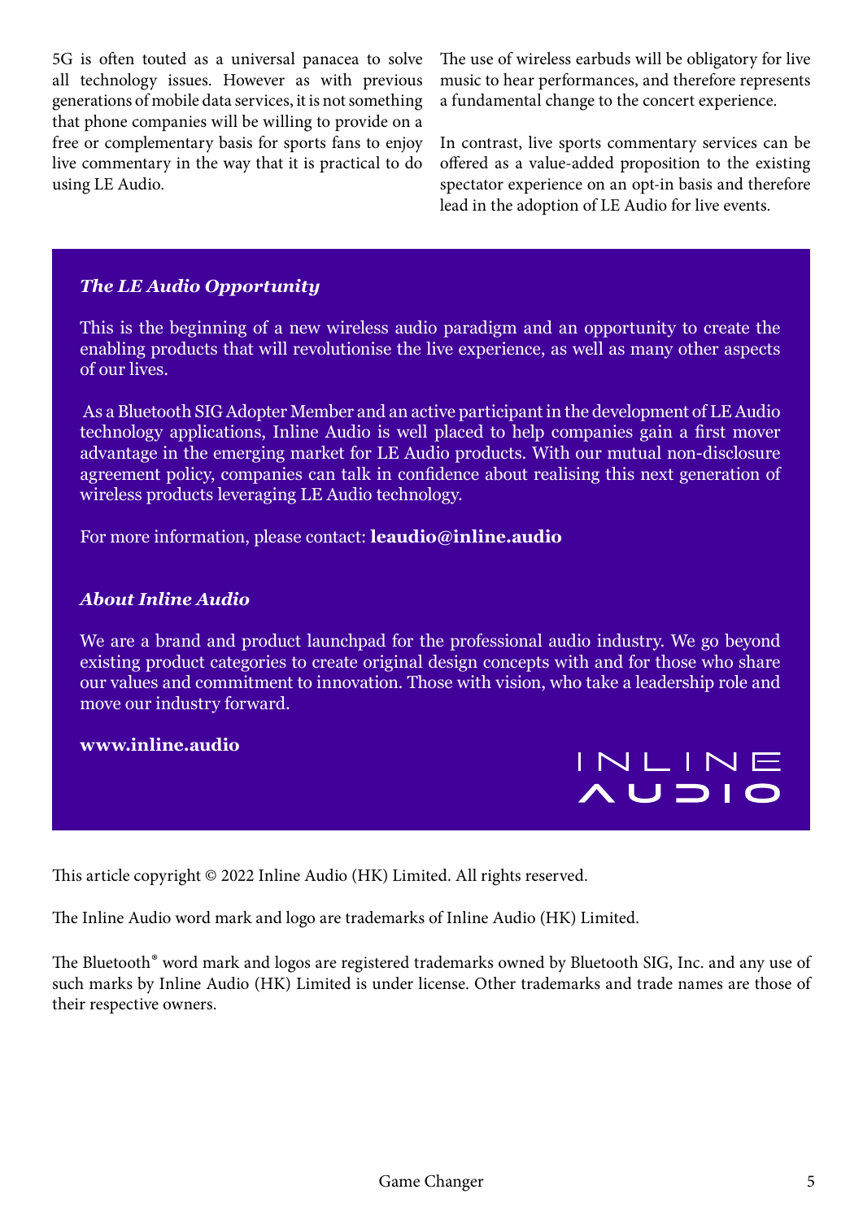5G is often touted as a universal panacea to solve all technology issues. However as with previous generations of mobile data services, it is not something that phone companies will be willing to provide on a free or complementary basis for sports fans to enjoy live commentary in the way that it is practical to do using LE Audio.

The use of wireless earbuds will be obligatory for live music to hear performances, and therefore represents a fundamental change to the concert experience.

In contrast, live sports commentary services can be offered as a value-added proposition to the existing spectator experience on an opt-in basis and therefore lead in the adoption of LE Audio for live events.

### *The LE Audio Opportunity*

This is the beginning of a new wireless audio paradigm and an opportunity to create the enabling products that will revolutionise the live experience, as well as many other aspects of our lives.

As a Bluetooth SIG Adopter Member and an active participant in the development of LE Audio technology applications, Inline Audio is well placed to help companies gain a first mover advantage in the emerging market for LE Audio products. With our mutual non-disclosure agreement policy, companies can talk in confidence about realising this next generation of wireless products leveraging LE Audio technology.

For more information, please contact: **leaudio@inline.audio**

### *About Inline Audio*

We are a brand and product launchpad for the professional audio industry. We go beyond existing product categories to create original design concepts with and for those who share our values and commitment to innovation. Those with vision, who take a leadership role and move our industry forward.

**www.inline.audio**

INLINE AUDIO

This article copyright © 2022 Inline Audio (HK) Limited. All rights reserved.

The Inline Audio word mark and logo are trademarks of Inline Audio (HK) Limited.

The Bluetooth® word mark and logos are registered trademarks owned by Bluetooth SIG, Inc. and any use of such marks by Inline Audio (HK) Limited is under license. Other trademarks and trade names are those of their respective owners.